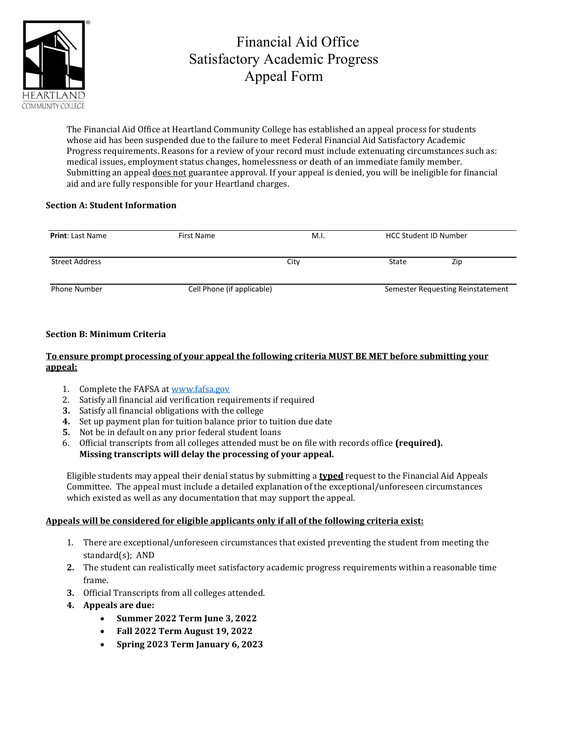# Financial Aid Office
# Satisfactory Academic Progress
# Appeal Form

HEARTLAND COMMUNITY COLLEGE

The Financial Aid Office at Heartland Community College has established an appeal process for students whose aid has been suspended due to the failure to meet Federal Financial Aid Satisfactory Academic Progress requirements. Reasons for a review of your record must include extenuating circumstances such as: medical issues, employment status changes, homelessness or death of an immediate family member. Submitting an appeal does not guarantee approval. If your appeal is denied, you will be ineligible for financial aid and are fully responsible for your Heartland charges.

**Section A: Student Information**

| **Print**: Last Name | First Name | M.I. | HCC Student ID Number | |
|---|---|---|---|---|
| Street Address | | City | State | Zip |
| Phone Number | Cell Phone (if applicable) | | Semester Requesting Reinstatement | |

**Section B: Minimum Criteria**

**To ensure prompt processing of your appeal the following criteria MUST BE MET before submitting your appeal:**

1. Complete the FAFSA at www.fafsa.gov
2. Satisfy all financial aid verification requirements if required
3. Satisfy all financial obligations with the college
4. Set up payment plan for tuition balance prior to tuition due date
5. Not be in default on any prior federal student loans
6. Official transcripts from all colleges attended must be on file with records office **(required). Missing transcripts will delay the processing of your appeal.**

Eligible students may appeal their denial status by submitting a **typed** request to the Financial Aid Appeals Committee. The appeal must include a detailed explanation of the exceptional/unforeseen circumstances which existed as well as any documentation that may support the appeal.

**Appeals will be considered for eligible applicants only if all of the following criteria exist:**

1. There are exceptional/unforeseen circumstances that existed preventing the student from meeting the standard(s); AND
2. The student can realistically meet satisfactory academic progress requirements within a reasonable time frame.
3. Official Transcripts from all colleges attended.
4. **Appeals are due:**
   - **Summer 2022 Term June 3, 2022**
   - **Fall 2022 Term August 19, 2022**
   - **Spring 2023 Term January 6, 2023**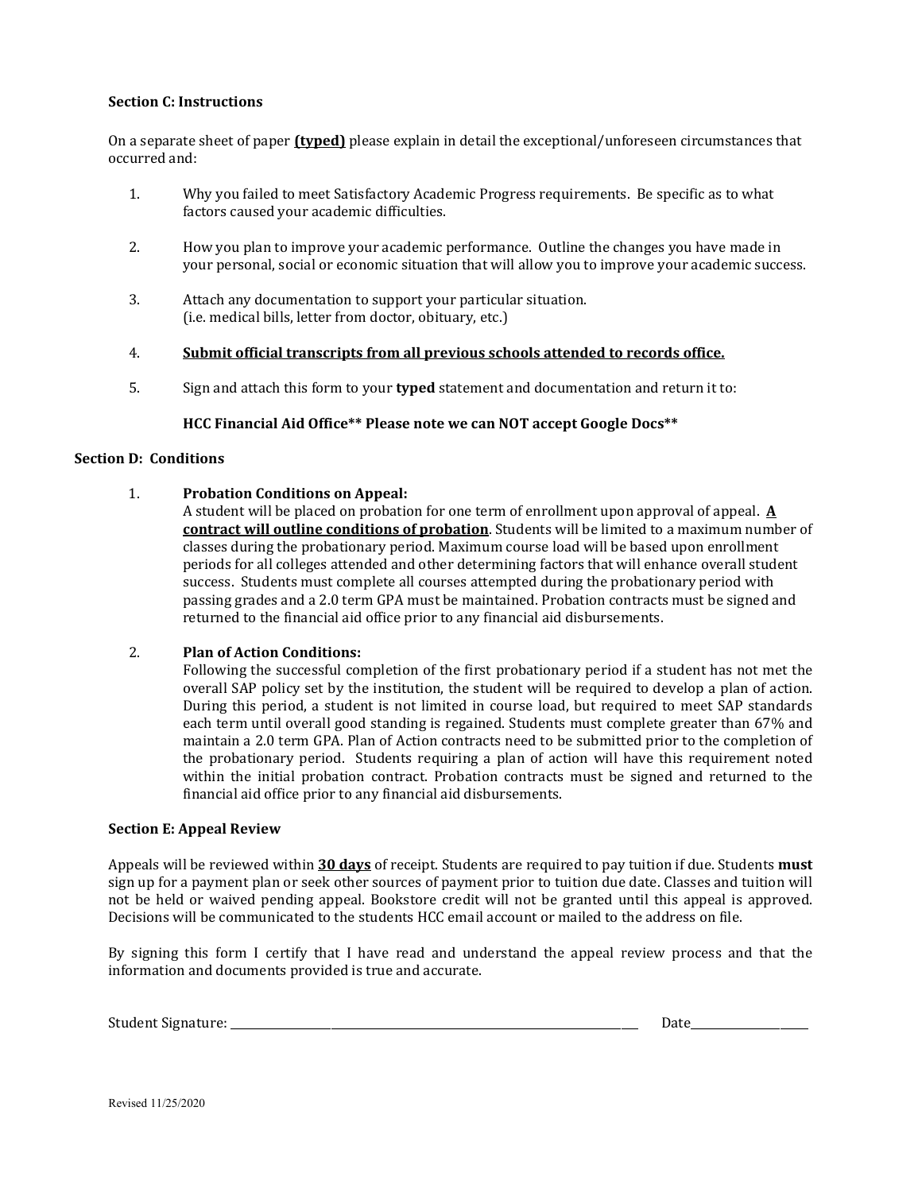**Section C: Instructions**

On a separate sheet of paper **(typed)** please explain in detail the exceptional/unforeseen circumstances that occurred and:

1. Why you failed to meet Satisfactory Academic Progress requirements. Be specific as to what factors caused your academic difficulties.

2. How you plan to improve your academic performance. Outline the changes you have made in your personal, social or economic situation that will allow you to improve your academic success.

3. Attach any documentation to support your particular situation. (i.e. medical bills, letter from doctor, obituary, etc.)

4. **Submit official transcripts from all previous schools attended to records office.**

5. Sign and attach this form to your **typed** statement and documentation and return it to:

   **HCC Financial Aid Office** Please note we can NOT accept Google Docs****

**Section D: Conditions**

1. **Probation Conditions on Appeal:**
   A student will be placed on probation for one term of enrollment upon approval of appeal. **A contract will outline conditions of probation**. Students will be limited to a maximum number of classes during the probationary period. Maximum course load will be based upon enrollment periods for all colleges attended and other determining factors that will enhance overall student success. Students must complete all courses attempted during the probationary period with passing grades and a 2.0 term GPA must be maintained. Probation contracts must be signed and returned to the financial aid office prior to any financial aid disbursements.

2. **Plan of Action Conditions:**
   Following the successful completion of the first probationary period if a student has not met the overall SAP policy set by the institution, the student will be required to develop a plan of action. During this period, a student is not limited in course load, but required to meet SAP standards each term until overall good standing is regained. Students must complete greater than 67% and maintain a 2.0 term GPA. Plan of Action contracts need to be submitted prior to the completion of the probationary period. Students requiring a plan of action will have this requirement noted within the initial probation contract. Probation contracts must be signed and returned to the financial aid office prior to any financial aid disbursements.

**Section E: Appeal Review**

Appeals will be reviewed within **30 days** of receipt. Students are required to pay tuition if due. Students **must** sign up for a payment plan or seek other sources of payment prior to tuition due date. Classes and tuition will not be held or waived pending appeal. Bookstore credit will not be granted until this appeal is approved. Decisions will be communicated to the students HCC email account or mailed to the address on file.

By signing this form I certify that I have read and understand the appeal review process and that the information and documents provided is true and accurate.

Student Signature: ______________________________________________ Date________________

Revised 11/25/2020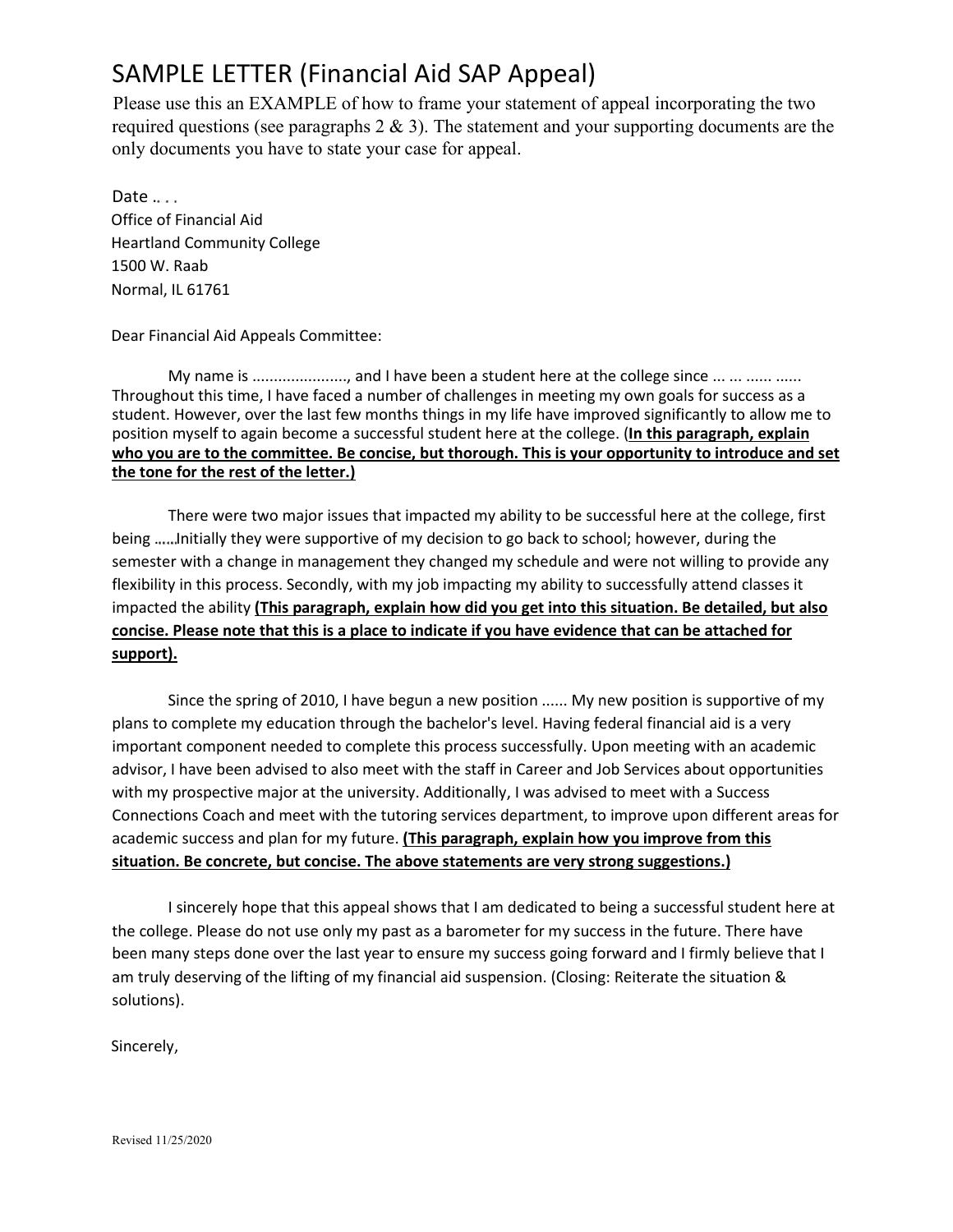# SAMPLE LETTER (Financial Aid SAP Appeal)

Please use this an EXAMPLE of how to frame your statement of appeal incorporating the two required questions (see paragraphs 2 & 3). The statement and your supporting documents are the only documents you have to state your case for appeal.

Date .. . .
Office of Financial Aid
Heartland Community College
1500 W. Raab
Normal, IL 61761

Dear Financial Aid Appeals Committee:

My name is ....................., and I have been a student here at the college since ... ... ...... ...... Throughout this time, I have faced a number of challenges in meeting my own goals for success as a student. However, over the last few months things in my life have improved significantly to allow me to position myself to again become a successful student here at the college. (**<u>In this paragraph, explain who you are to the committee. Be concise, but thorough. This is your opportunity to introduce and set the tone for the rest of the letter.)</u>**

There were two major issues that impacted my ability to be successful here at the college, first being ……Initially they were supportive of my decision to go back to school; however, during the semester with a change in management they changed my schedule and were not willing to provide any flexibility in this process. Secondly, with my job impacting my ability to successfully attend classes it impacted the ability **<u>(This paragraph, explain how did you get into this situation. Be detailed, but also concise. Please note that this is a place to indicate if you have evidence that can be attached for support).</u>**

Since the spring of 2010, I have begun a new position ...... My new position is supportive of my plans to complete my education through the bachelor's level. Having federal financial aid is a very important component needed to complete this process successfully. Upon meeting with an academic advisor, I have been advised to also meet with the staff in Career and Job Services about opportunities with my prospective major at the university. Additionally, I was advised to meet with a Success Connections Coach and meet with the tutoring services department, to improve upon different areas for academic success and plan for my future. **<u>(This paragraph, explain how you improve from this situation. Be concrete, but concise. The above statements are very strong suggestions.)</u>**

I sincerely hope that this appeal shows that I am dedicated to being a successful student here at the college. Please do not use only my past as a barometer for my success in the future. There have been many steps done over the last year to ensure my success going forward and I firmly believe that I am truly deserving of the lifting of my financial aid suspension. (Closing: Reiterate the situation & solutions).

Sincerely,

Revised 11/25/2020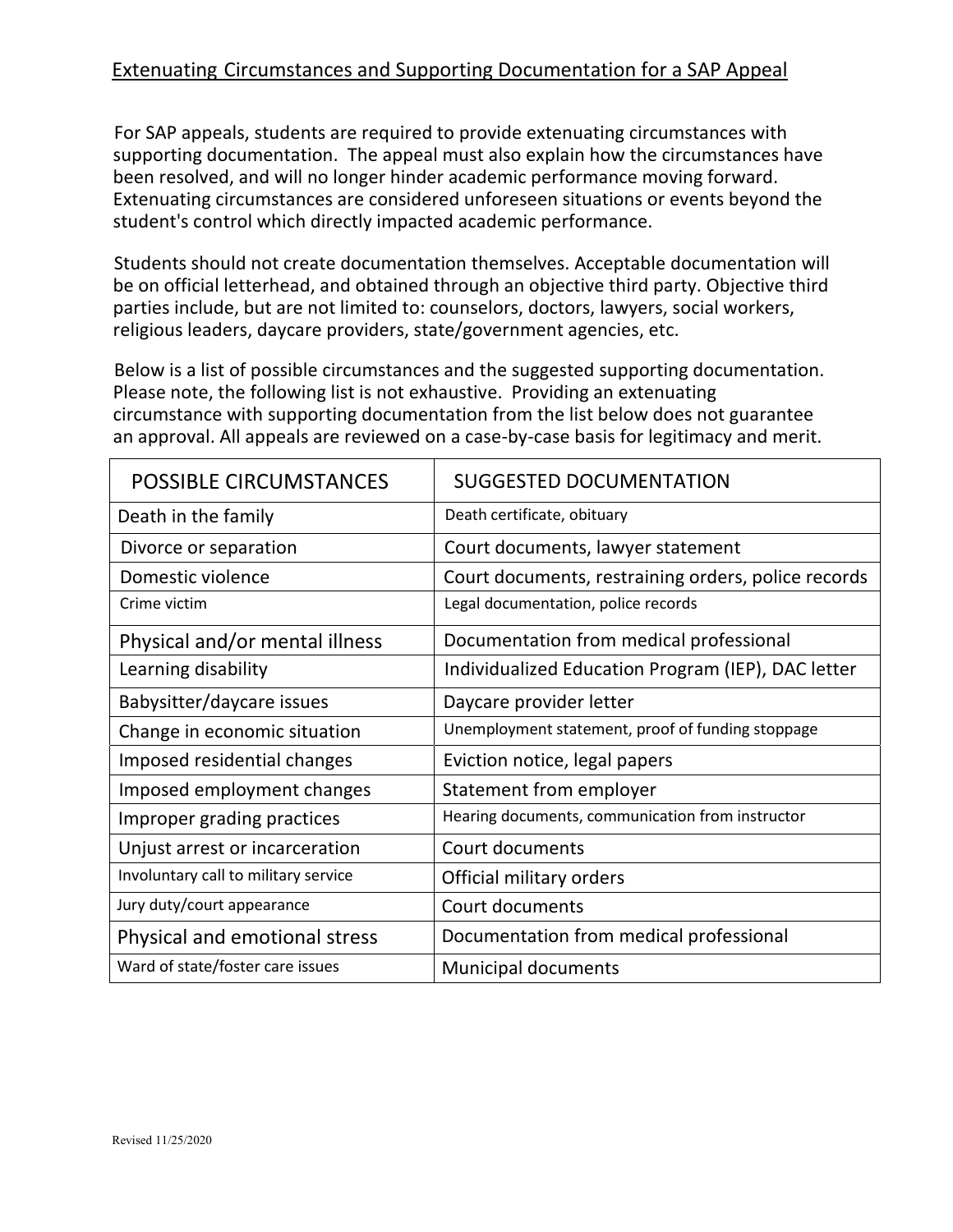## Extenuating Circumstances and Supporting Documentation for a SAP Appeal

For SAP appeals, students are required to provide extenuating circumstances with supporting documentation. The appeal must also explain how the circumstances have been resolved, and will no longer hinder academic performance moving forward. Extenuating circumstances are considered unforeseen situations or events beyond the student's control which directly impacted academic performance.

Students should not create documentation themselves. Acceptable documentation will be on official letterhead, and obtained through an objective third party. Objective third parties include, but are not limited to: counselors, doctors, lawyers, social workers, religious leaders, daycare providers, state/government agencies, etc.

Below is a list of possible circumstances and the suggested supporting documentation. Please note, the following list is not exhaustive. Providing an extenuating circumstance with supporting documentation from the list below does not guarantee an approval. All appeals are reviewed on a case-by-case basis for legitimacy and merit.

| POSSIBLE CIRCUMSTANCES | SUGGESTED DOCUMENTATION |
| --- | --- |
| Death in the family | Death certificate, obituary |
| Divorce or separation | Court documents, lawyer statement |
| Domestic violence | Court documents, restraining orders, police records |
| Crime victim | Legal documentation, police records |
| Physical and/or mental illness | Documentation from medical professional |
| Learning disability | Individualized Education Program (IEP), DAC letter |
| Babysitter/daycare issues | Daycare provider letter |
| Change in economic situation | Unemployment statement, proof of funding stoppage |
| Imposed residential changes | Eviction notice, legal papers |
| Imposed employment changes | Statement from employer |
| Improper grading practices | Hearing documents, communication from instructor |
| Unjust arrest or incarceration | Court documents |
| Involuntary call to military service | Official military orders |
| Jury duty/court appearance | Court documents |
| Physical and emotional stress | Documentation from medical professional |
| Ward of state/foster care issues | Municipal documents |

Revised 11/25/2020